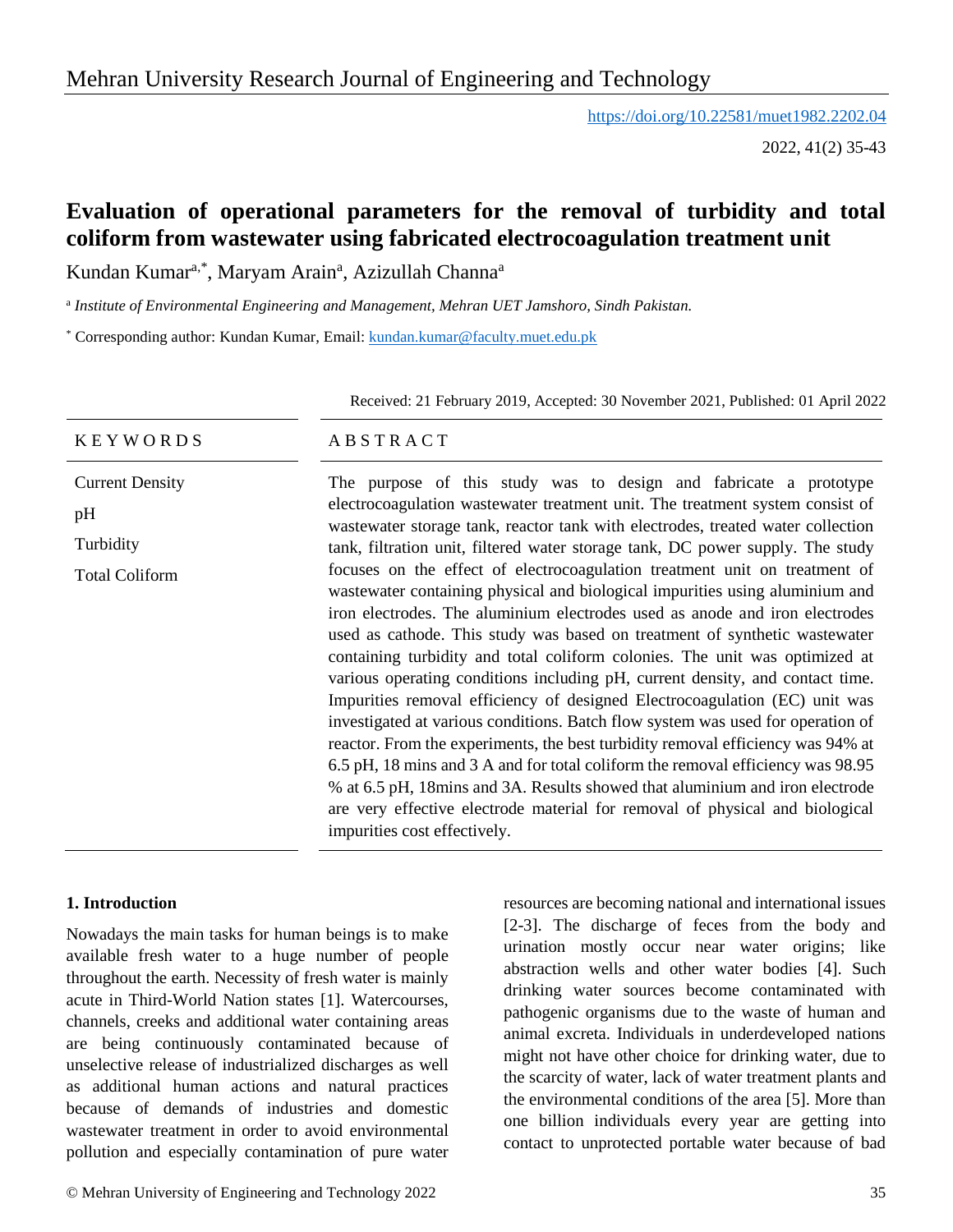# Evaluation of operational parameters for the removal of turbidity and total coliform from wastewater using fabricated electrocoagulation treatment unit

https://doi.org/10.22581/muet1982.2202.04

Kundan Kumar[a,*], Maryam Arain[a], Azizullah Channa[a]

[a] *Institute of Environmental Engineering and Management, Mehran UET Jamshoro, Sindh Pakistan.*

[*] Corresponding author: Kundan Kumar, Email: kundan.kumar@faculty.muet.edu.pk

Received: 21 February 2019, Accepted: 30 November 2021, Published: 01 April 2022

**KEYWORDS**

Current Density

pH

Turbidity

Total Coliform

**ABSTRACT**

The purpose of this study was to design and fabricate a prototype electrocoagulation wastewater treatment unit. The treatment system consist of wastewater storage tank, reactor tank with electrodes, treated water collection tank, filtration unit, filtered water storage tank, DC power supply. The study focuses on the effect of electrocoagulation treatment unit on treatment of wastewater containing physical and biological impurities using aluminium and iron electrodes. The aluminium electrodes used as anode and iron electrodes used as cathode. This study was based on treatment of synthetic wastewater containing turbidity and total coliform colonies. The unit was optimized at various operating conditions including pH, current density, and contact time. Impurities removal efficiency of designed Electrocoagulation (EC) unit was investigated at various conditions. Batch flow system was used for operation of reactor. From the experiments, the best turbidity removal efficiency was 94% at 6.5 pH, 18 mins and 3 A and for total coliform the removal efficiency was 98.95 % at 6.5 pH, 18mins and 3A. Results showed that aluminium and iron electrode are very effective electrode material for removal of physical and biological impurities cost effectively.

## 1. Introduction

Nowadays the main tasks for human beings is to make available fresh water to a huge number of people throughout the earth. Necessity of fresh water is mainly acute in Third-World Nation states [1]. Watercourses, channels, creeks and additional water containing areas are being continuously contaminated because of unselective release of industrialized discharges as well as additional human actions and natural practices because of demands of industries and domestic wastewater treatment in order to avoid environmental pollution and especially contamination of pure water resources are becoming national and international issues [2-3]. The discharge of feces from the body and urination mostly occur near water origins; like abstraction wells and other water bodies [4]. Such drinking water sources become contaminated with pathogenic organisms due to the waste of human and animal excreta. Individuals in underdeveloped nations might not have other choice for drinking water, due to the scarcity of water, lack of water treatment plants and the environmental conditions of the area [5]. More than one billion individuals every year are getting into contact to unprotected portable water because of bad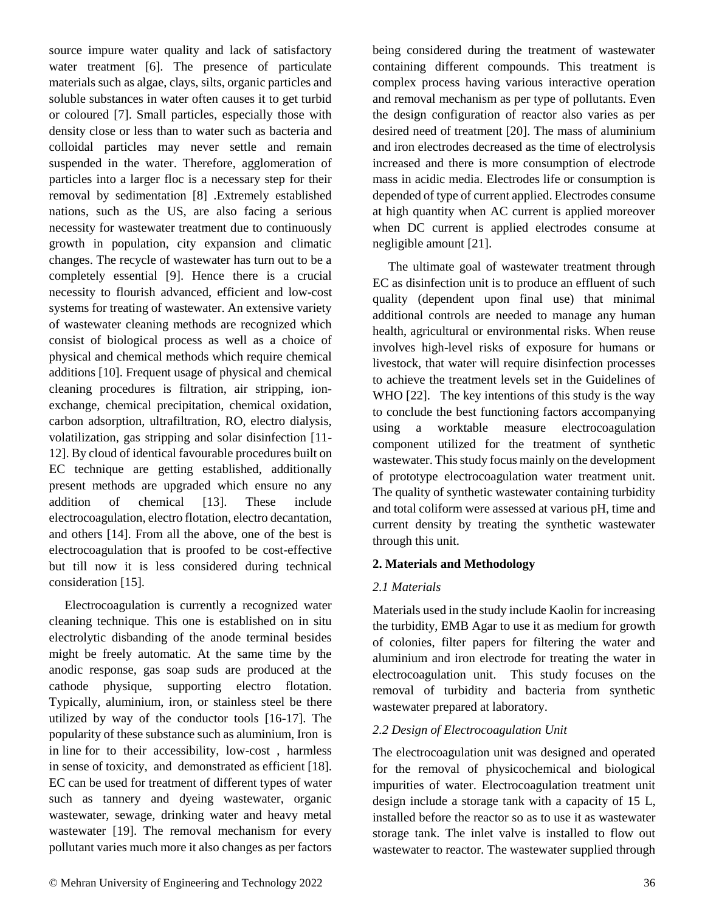source impure water quality and lack of satisfactory water treatment [6]. The presence of particulate materials such as algae, clays, silts, organic particles and soluble substances in water often causes it to get turbid or coloured [7]. Small particles, especially those with density close or less than to water such as bacteria and colloidal particles may never settle and remain suspended in the water. Therefore, agglomeration of particles into a larger floc is a necessary step for their removal by sedimentation [8] .Extremely established nations, such as the US, are also facing a serious necessity for wastewater treatment due to continuously growth in population, city expansion and climatic changes. The recycle of wastewater has turn out to be a completely essential [9]. Hence there is a crucial necessity to flourish advanced, efficient and low-cost systems for treating of wastewater. An extensive variety of wastewater cleaning methods are recognized which consist of biological process as well as a choice of physical and chemical methods which require chemical additions [10]. Frequent usage of physical and chemical cleaning procedures is filtration, air stripping, ion-exchange, chemical precipitation, chemical oxidation, carbon adsorption, ultrafiltration, RO, electro dialysis, volatilization, gas stripping and solar disinfection [11-12]. By cloud of identical favourable procedures built on EC technique are getting established, additionally present methods are upgraded which ensure no any addition of chemical [13]. These include electrocoagulation, electro flotation, electro decantation, and others [14]. From all the above, one of the best is electrocoagulation that is proofed to be cost-effective but till now it is less considered during technical consideration [15].

Electrocoagulation is currently a recognized water cleaning technique. This one is established on in situ electrolytic disbanding of the anode terminal besides might be freely automatic. At the same time by the anodic response, gas soap suds are produced at the cathode physique, supporting electro flotation. Typically, aluminium, iron, or stainless steel be there utilized by way of the conductor tools [16-17]. The popularity of these substance such as aluminium, Iron is in line for to their accessibility, low-cost , harmless in sense of toxicity, and demonstrated as efficient [18]. EC can be used for treatment of different types of water such as tannery and dyeing wastewater, organic wastewater, sewage, drinking water and heavy metal wastewater [19]. The removal mechanism for every pollutant varies much more it also changes as per factors being considered during the treatment of wastewater containing different compounds. This treatment is complex process having various interactive operation and removal mechanism as per type of pollutants. Even the design configuration of reactor also varies as per desired need of treatment [20]. The mass of aluminium and iron electrodes decreased as the time of electrolysis increased and there is more consumption of electrode mass in acidic media. Electrodes life or consumption is depended of type of current applied. Electrodes consume at high quantity when AC current is applied moreover when DC current is applied electrodes consume at negligible amount [21].

The ultimate goal of wastewater treatment through EC as disinfection unit is to produce an effluent of such quality (dependent upon final use) that minimal additional controls are needed to manage any human health, agricultural or environmental risks. When reuse involves high-level risks of exposure for humans or livestock, that water will require disinfection processes to achieve the treatment levels set in the Guidelines of WHO [22]. The key intentions of this study is the way to conclude the best functioning factors accompanying using a worktable measure electrocoagulation component utilized for the treatment of synthetic wastewater. This study focus mainly on the development of prototype electrocoagulation water treatment unit. The quality of synthetic wastewater containing turbidity and total coliform were assessed at various pH, time and current density by treating the synthetic wastewater through this unit.

## 2. Materials and Methodology

### *2.1 Materials*

Materials used in the study include Kaolin for increasing the turbidity, EMB Agar to use it as medium for growth of colonies, filter papers for filtering the water and aluminium and iron electrode for treating the water in electrocoagulation unit. This study focuses on the removal of turbidity and bacteria from synthetic wastewater prepared at laboratory.

### *2.2 Design of Electrocoagulation Unit*

The electrocoagulation unit was designed and operated for the removal of physicochemical and biological impurities of water. Electrocoagulation treatment unit design include a storage tank with a capacity of 15 L, installed before the reactor so as to use it as wastewater storage tank. The inlet valve is installed to flow out wastewater to reactor. The wastewater supplied through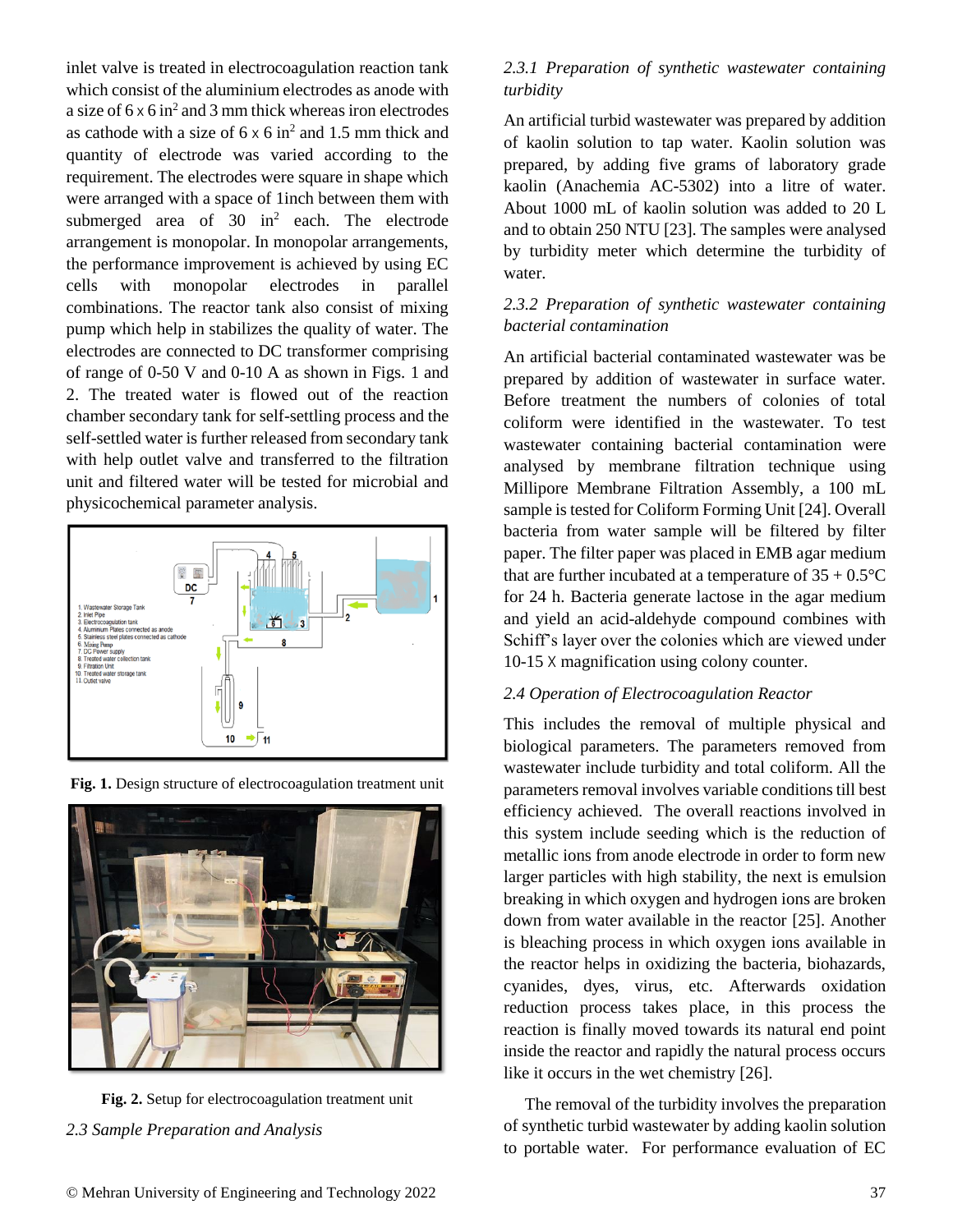inlet valve is treated in electrocoagulation reaction tank which consist of the aluminium electrodes as anode with a size of 6 x 6 in$^2$ and 3 mm thick whereas iron electrodes as cathode with a size of 6 x 6 in$^2$ and 1.5 mm thick and quantity of electrode was varied according to the requirement. The electrodes were square in shape which were arranged with a space of 1inch between them with submerged area of 30 in$^2$ each. The electrode arrangement is monopolar. In monopolar arrangements, the performance improvement is achieved by using EC cells with monopolar electrodes in parallel combinations. The reactor tank also consist of mixing pump which help in stabilizes the quality of water. The electrodes are connected to DC transformer comprising of range of 0-50 V and 0-10 A as shown in Figs. 1 and 2. The treated water is flowed out of the reaction chamber secondary tank for self-settling process and the self-settled water is further released from secondary tank with help outlet valve and transferred to the filtration unit and filtered water will be tested for microbial and physicochemical parameter analysis.

**Fig. 1.** Design structure of electrocoagulation treatment unit

**Fig. 2.** Setup for electrocoagulation treatment unit

*2.3 Sample Preparation and Analysis*

*2.3.1 Preparation of synthetic wastewater containing turbidity*

An artificial turbid wastewater was prepared by addition of kaolin solution to tap water. Kaolin solution was prepared, by adding five grams of laboratory grade kaolin (Anachemia AC-5302) into a litre of water. About 1000 mL of kaolin solution was added to 20 L and to obtain 250 NTU [23]. The samples were analysed by turbidity meter which determine the turbidity of water.

*2.3.2 Preparation of synthetic wastewater containing bacterial contamination*

An artificial bacterial contaminated wastewater was be prepared by addition of wastewater in surface water. Before treatment the numbers of colonies of total coliform were identified in the wastewater. To test wastewater containing bacterial contamination were analysed by membrane filtration technique using Millipore Membrane Filtration Assembly, a 100 mL sample is tested for Coliform Forming Unit [24]. Overall bacteria from water sample will be filtered by filter paper. The filter paper was placed in EMB agar medium that are further incubated at a temperature of 35 + 0.5°C for 24 h. Bacteria generate lactose in the agar medium and yield an acid-aldehyde compound combines with Schiff's layer over the colonies which are viewed under 10-15 X magnification using colony counter.

*2.4 Operation of Electrocoagulation Reactor*

This includes the removal of multiple physical and biological parameters. The parameters removed from wastewater include turbidity and total coliform. All the parameters removal involves variable conditions till best efficiency achieved. The overall reactions involved in this system include seeding which is the reduction of metallic ions from anode electrode in order to form new larger particles with high stability, the next is emulsion breaking in which oxygen and hydrogen ions are broken down from water available in the reactor [25]. Another is bleaching process in which oxygen ions available in the reactor helps in oxidizing the bacteria, biohazards, cyanides, dyes, virus, etc. Afterwards oxidation reduction process takes place, in this process the reaction is finally moved towards its natural end point inside the reactor and rapidly the natural process occurs like it occurs in the wet chemistry [26].

The removal of the turbidity involves the preparation of synthetic turbid wastewater by adding kaolin solution to portable water. For performance evaluation of EC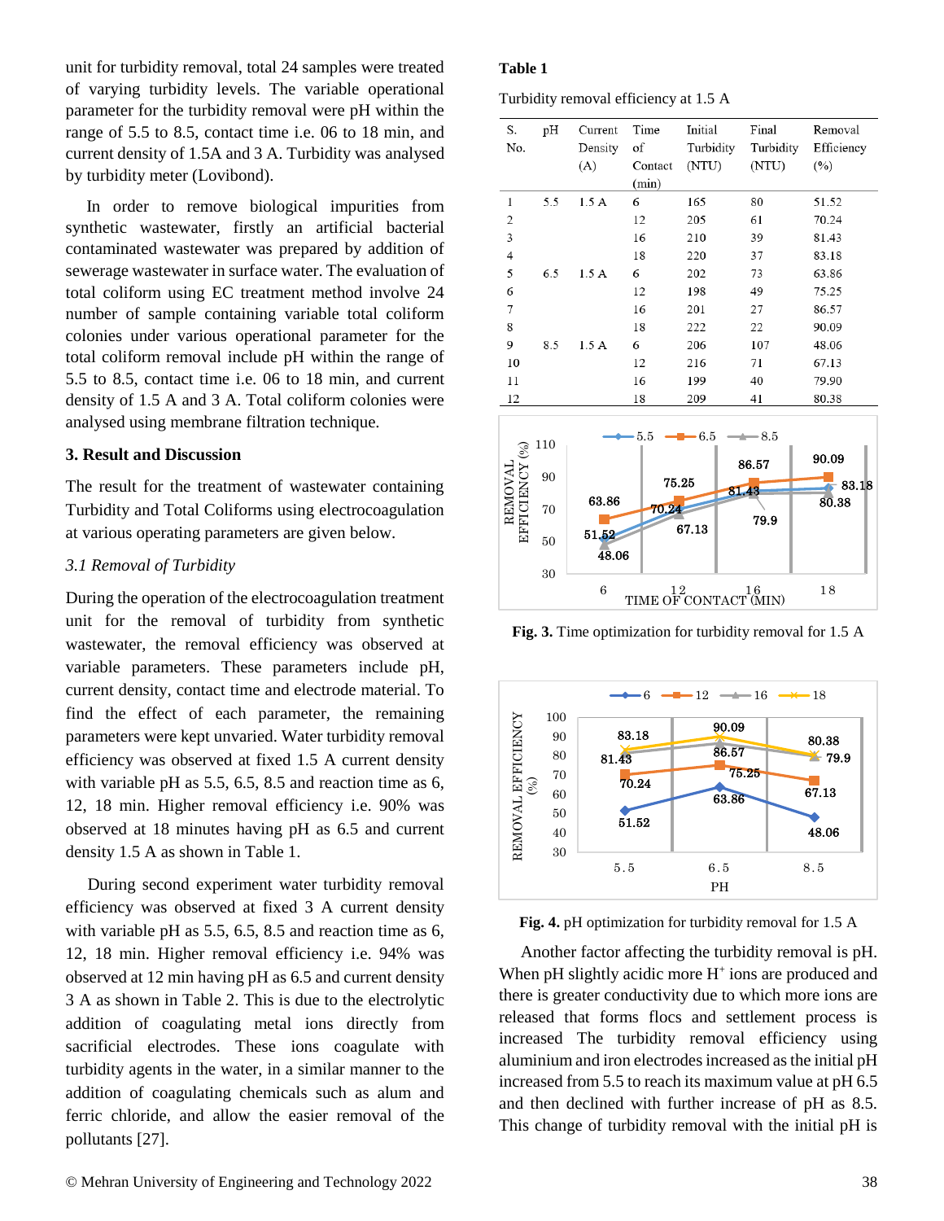unit for turbidity removal, total 24 samples were treated of varying turbidity levels. The variable operational parameter for the turbidity removal were pH within the range of 5.5 to 8.5, contact time i.e. 06 to 18 min, and current density of 1.5A and 3 A. Turbidity was analysed by turbidity meter (Lovibond).

In order to remove biological impurities from synthetic wastewater, firstly an artificial bacterial contaminated wastewater was prepared by addition of sewerage wastewater in surface water. The evaluation of total coliform using EC treatment method involve 24 number of sample containing variable total coliform colonies under various operational parameter for the total coliform removal include pH within the range of 5.5 to 8.5, contact time i.e. 06 to 18 min, and current density of 1.5 A and 3 A. Total coliform colonies were analysed using membrane filtration technique.

## 3. Result and Discussion

The result for the treatment of wastewater containing Turbidity and Total Coliforms using electrocoagulation at various operating parameters are given below.

### *3.1 Removal of Turbidity*

During the operation of the electrocoagulation treatment unit for the removal of turbidity from synthetic wastewater, the removal efficiency was observed at variable parameters. These parameters include pH, current density, contact time and electrode material. To find the effect of each parameter, the remaining parameters were kept unvaried. Water turbidity removal efficiency was observed at fixed 1.5 A current density with variable pH as 5.5, 6.5, 8.5 and reaction time as 6, 12, 18 min. Higher removal efficiency i.e. 90% was observed at 18 minutes having pH as 6.5 and current density 1.5 A as shown in Table 1.

During second experiment water turbidity removal efficiency was observed at fixed 3 A current density with variable pH as 5.5, 6.5, 8.5 and reaction time as 6, 12, 18 min. Higher removal efficiency i.e. 94% was observed at 12 min having pH as 6.5 and current density 3 A as shown in Table 2. This is due to the electrolytic addition of coagulating metal ions directly from sacrificial electrodes. These ions coagulate with turbidity agents in the water, in a similar manner to the addition of coagulating chemicals such as alum and ferric chloride, and allow the easier removal of the pollutants [27].

**Table 1**

Turbidity removal efficiency at 1.5 A

| S. No. | pH | Current Density (A) | Time of Contact (min) | Initial Turbidity (NTU) | Final Turbidity (NTU) | Removal Efficiency (%) |
|---|---|---|---|---|---|---|
| 1 | 5.5 | 1.5 A | 6 | 165 | 80 | 51.52 |
| 2 | | | 12 | 205 | 61 | 70.24 |
| 3 | | | 16 | 210 | 39 | 81.43 |
| 4 | | | 18 | 220 | 37 | 83.18 |
| 5 | 6.5 | 1.5 A | 6 | 202 | 73 | 63.86 |
| 6 | | | 12 | 198 | 49 | 75.25 |
| 7 | | | 16 | 201 | 27 | 86.57 |
| 8 | | | 18 | 222 | 22 | 90.09 |
| 9 | 8.5 | 1.5 A | 6 | 206 | 107 | 48.06 |
| 10 | | | 12 | 216 | 71 | 67.13 |
| 11 | | | 16 | 199 | 40 | 79.90 |
| 12 | | | 18 | 209 | 41 | 80.38 |

**Fig. 3.** Time optimization for turbidity removal for 1.5 A

**Fig. 4.** pH optimization for turbidity removal for 1.5 A

Another factor affecting the turbidity removal is pH. When pH slightly acidic more $H^+$ ions are produced and there is greater conductivity due to which more ions are released that forms flocs and settlement process is increased The turbidity removal efficiency using aluminium and iron electrodes increased as the initial pH increased from 5.5 to reach its maximum value at pH 6.5 and then declined with further increase of pH as 8.5. This change of turbidity removal with the initial pH is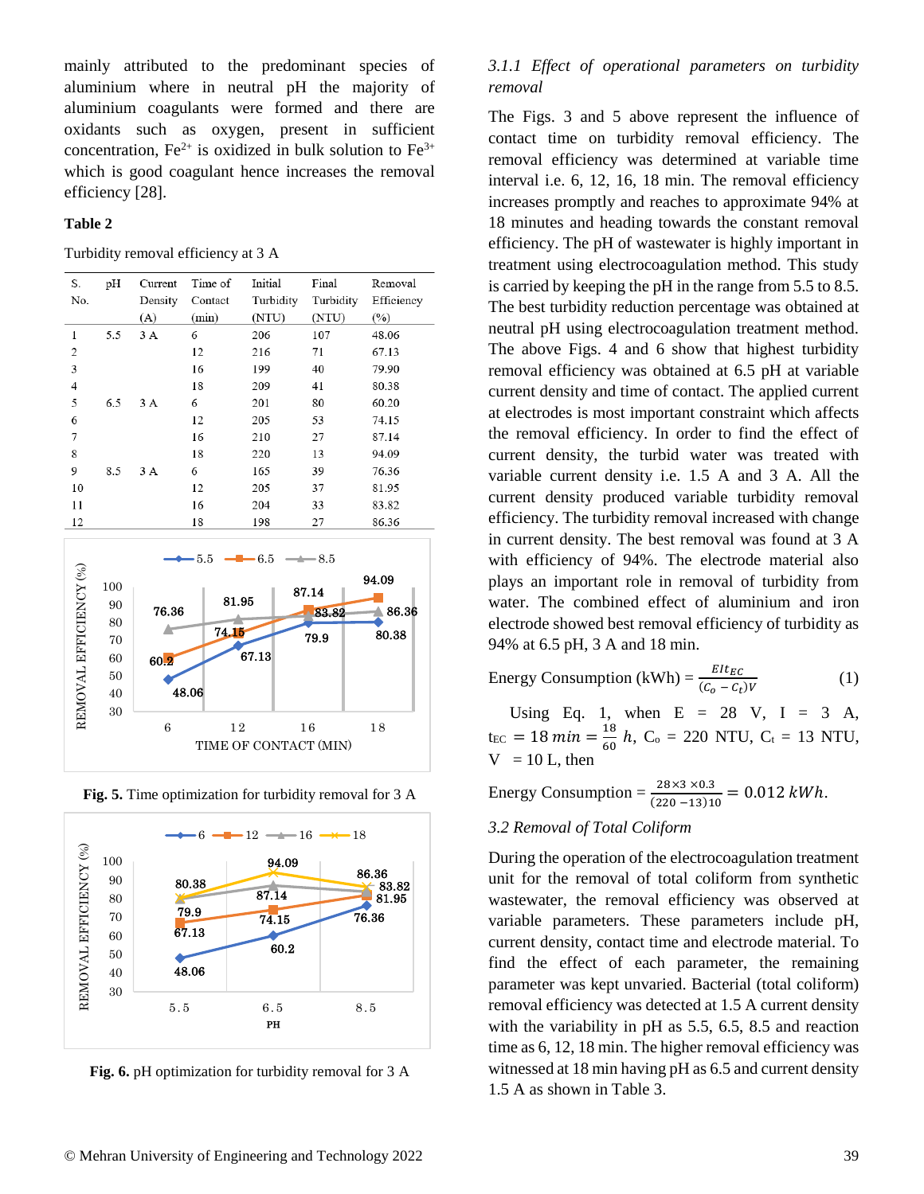mainly attributed to the predominant species of aluminium where in neutral pH the majority of aluminium coagulants were formed and there are oxidants such as oxygen, present in sufficient concentration, $Fe^{2+}$ is oxidized in bulk solution to $Fe^{3+}$ which is good coagulant hence increases the removal efficiency [28].

**Table 2**

Turbidity removal efficiency at 3 A

| S. No. | pH | Current Density (A) | Time of Contact (min) | Initial Turbidity (NTU) | Final Turbidity (NTU) | Removal Efficiency (%) |
|---|---|---|---|---|---|---|
| 1 | 5.5 | 3 A | 6 | 206 | 107 | 48.06 |
| 2 | | | 12 | 216 | 71 | 67.13 |
| 3 | | | 16 | 199 | 40 | 79.90 |
| 4 | | | 18 | 209 | 41 | 80.38 |
| 5 | 6.5 | 3 A | 6 | 201 | 80 | 60.20 |
| 6 | | | 12 | 205 | 53 | 74.15 |
| 7 | | | 16 | 210 | 27 | 87.14 |
| 8 | | | 18 | 220 | 13 | 94.09 |
| 9 | 8.5 | 3 A | 6 | 165 | 39 | 76.36 |
| 10 | | | 12 | 205 | 37 | 81.95 |
| 11 | | | 16 | 204 | 33 | 83.82 |
| 12 | | | 18 | 198 | 27 | 86.36 |

**Fig. 5.** Time optimization for turbidity removal for 3 A

**Fig. 6.** pH optimization for turbidity removal for 3 A

### *3.1.1 Effect of operational parameters on turbidity removal*

The Figs. 3 and 5 above represent the influence of contact time on turbidity removal efficiency. The removal efficiency was determined at variable time interval i.e. 6, 12, 16, 18 min. The removal efficiency increases promptly and reaches to approximate 94% at 18 minutes and heading towards the constant removal efficiency. The pH of wastewater is highly important in treatment using electrocoagulation method. This study is carried by keeping the pH in the range from 5.5 to 8.5. The best turbidity reduction percentage was obtained at neutral pH using electrocoagulation treatment method. The above Figs. 4 and 6 show that highest turbidity removal efficiency was obtained at 6.5 pH at variable current density and time of contact. The applied current at electrodes is most important constraint which affects the removal efficiency. In order to find the effect of current density, the turbid water was treated with variable current density i.e. 1.5 A and 3 A. All the current density produced variable turbidity removal efficiency. The turbidity removal increased with change in current density. The best removal was found at 3 A with efficiency of 94%. The electrode material also plays an important role in removal of turbidity from water. The combined effect of aluminium and iron electrode showed best removal efficiency of turbidity as 94% at 6.5 pH, 3 A and 18 min.

$$\text{Energy Consumption (kWh)} = \frac{EIt_{EC}}{(C_o - C_t)V} \tag{1}$$

Using Eq. 1, when E = 28 V, I = 3 A, $t_{EC} = 18\,min = \frac{18}{60}\,h$, $C_o$ = 220 NTU, $C_t$ = 13 NTU, V = 10 L, then

$$\text{Energy Consumption} = \frac{28 \times 3 \times 0.3}{(220 - 13)10} = 0.012\,kWh.$$

### *3.2 Removal of Total Coliform*

During the operation of the electrocoagulation treatment unit for the removal of total coliform from synthetic wastewater, the removal efficiency was observed at variable parameters. These parameters include pH, current density, contact time and electrode material. To find the effect of each parameter, the remaining parameter was kept unvaried. Bacterial (total coliform) removal efficiency was detected at 1.5 A current density with the variability in pH as 5.5, 6.5, 8.5 and reaction time as 6, 12, 18 min. The higher removal efficiency was witnessed at 18 min having pH as 6.5 and current density 1.5 A as shown in Table 3.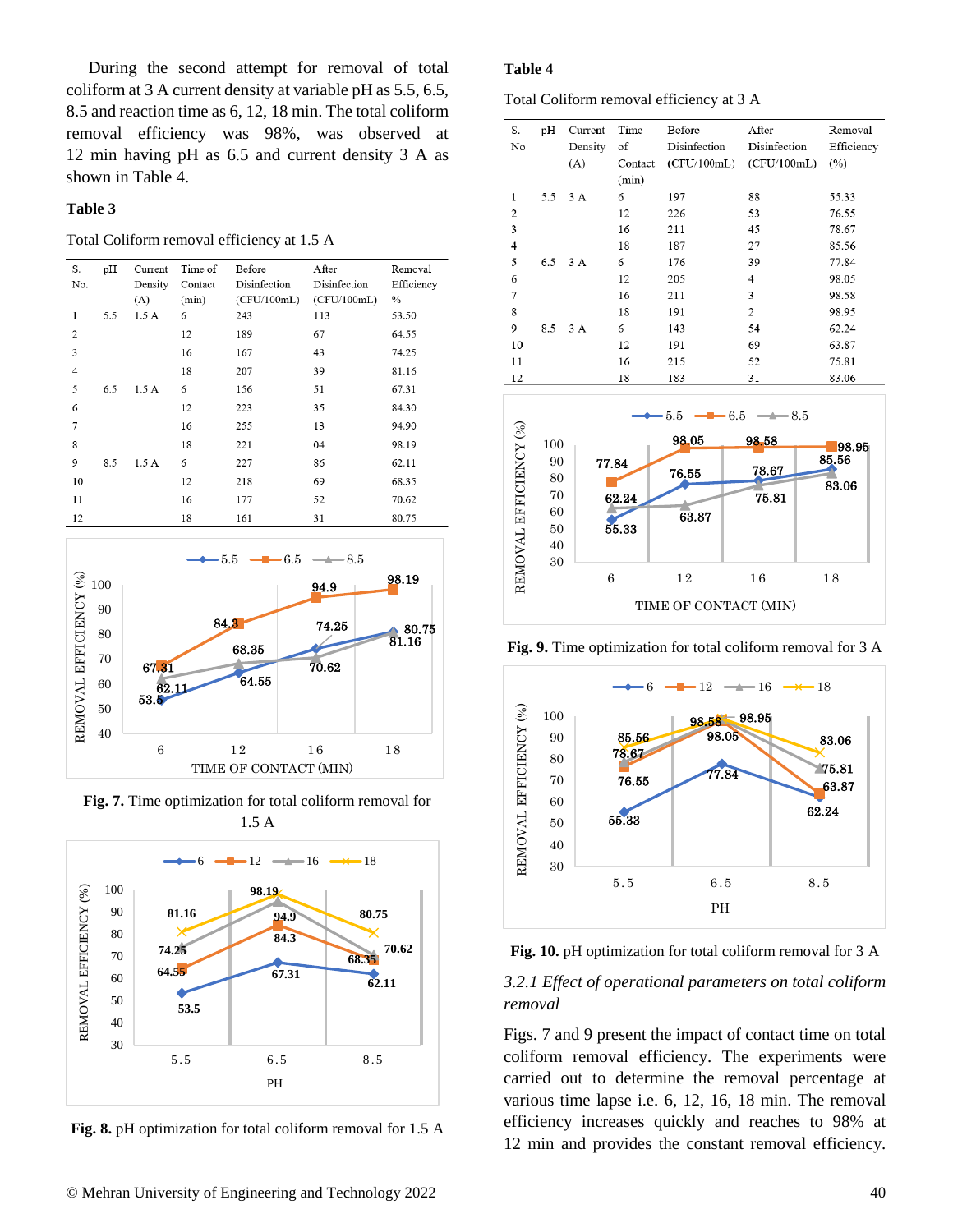During the second attempt for removal of total coliform at 3 A current density at variable pH as 5.5, 6.5, 8.5 and reaction time as 6, 12, 18 min. The total coliform removal efficiency was 98%, was observed at 12 min having pH as 6.5 and current density 3 A as shown in Table 4.

**Table 3**

Total Coliform removal efficiency at 1.5 A

| S. No. | pH | Current Density (A) | Time of Contact (min) | Before Disinfection (CFU/100mL) | After Disinfection (CFU/100mL) | Removal Efficiency % |
|---|---|---|---|---|---|---|
| 1 | 5.5 | 1.5 A | 6 | 243 | 113 | 53.50 |
| 2 | | | 12 | 189 | 67 | 64.55 |
| 3 | | | 16 | 167 | 43 | 74.25 |
| 4 | | | 18 | 207 | 39 | 81.16 |
| 5 | 6.5 | 1.5 A | 6 | 156 | 51 | 67.31 |
| 6 | | | 12 | 223 | 35 | 84.30 |
| 7 | | | 16 | 255 | 13 | 94.90 |
| 8 | | | 18 | 221 | 04 | 98.19 |
| 9 | 8.5 | 1.5 A | 6 | 227 | 86 | 62.11 |
| 10 | | | 12 | 218 | 69 | 68.35 |
| 11 | | | 16 | 177 | 52 | 70.62 |
| 12 | | | 18 | 161 | 31 | 80.75 |

**Fig. 7.** Time optimization for total coliform removal for 1.5 A

**Fig. 8.** pH optimization for total coliform removal for 1.5 A

**Table 4**

Total Coliform removal efficiency at 3 A

| S. No. | pH | Current Density (A) | Time of Contact (min) | Before Disinfection (CFU/100mL) | After Disinfection (CFU/100mL) | Removal Efficiency (%) |
|---|---|---|---|---|---|---|
| 1 | 5.5 | 3 A | 6 | 197 | 88 | 55.33 |
| 2 | | | 12 | 226 | 53 | 76.55 |
| 3 | | | 16 | 211 | 45 | 78.67 |
| 4 | | | 18 | 187 | 27 | 85.56 |
| 5 | 6.5 | 3 A | 6 | 176 | 39 | 77.84 |
| 6 | | | 12 | 205 | 4 | 98.05 |
| 7 | | | 16 | 211 | 3 | 98.58 |
| 8 | | | 18 | 191 | 2 | 98.95 |
| 9 | 8.5 | 3 A | 6 | 143 | 54 | 62.24 |
| 10 | | | 12 | 191 | 69 | 63.87 |
| 11 | | | 16 | 215 | 52 | 75.81 |
| 12 | | | 18 | 183 | 31 | 83.06 |

**Fig. 9.** Time optimization for total coliform removal for 3 A

**Fig. 10.** pH optimization for total coliform removal for 3 A

*3.2.1 Effect of operational parameters on total coliform removal*

Figs. 7 and 9 present the impact of contact time on total coliform removal efficiency. The experiments were carried out to determine the removal percentage at various time lapse i.e. 6, 12, 16, 18 min. The removal efficiency increases quickly and reaches to 98% at 12 min and provides the constant removal efficiency.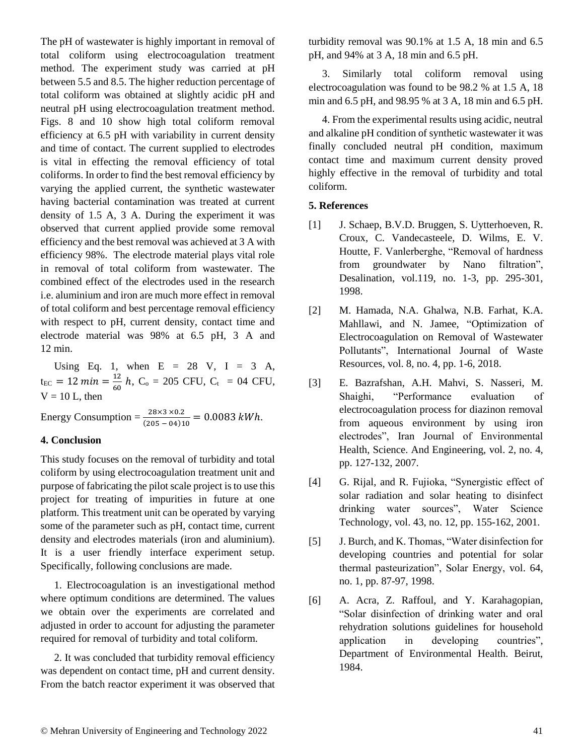The pH of wastewater is highly important in removal of total coliform using electrocoagulation treatment method. The experiment study was carried at pH between 5.5 and 8.5. The higher reduction percentage of total coliform was obtained at slightly acidic pH and neutral pH using electrocoagulation treatment method. Figs. 8 and 10 show high total coliform removal efficiency at 6.5 pH with variability in current density and time of contact. The current supplied to electrodes is vital in effecting the removal efficiency of total coliforms. In order to find the best removal efficiency by varying the applied current, the synthetic wastewater having bacterial contamination was treated at current density of 1.5 A, 3 A. During the experiment it was observed that current applied provide some removal efficiency and the best removal was achieved at 3 A with efficiency 98%. The electrode material plays vital role in removal of total coliform from wastewater. The combined effect of the electrodes used in the research i.e. aluminium and iron are much more effect in removal of total coliform and best percentage removal efficiency with respect to pH, current density, contact time and electrode material was 98% at 6.5 pH, 3 A and 12 min.

Using Eq. 1, when E = 28 V, I = 3 A, $t_{EC} = 12\ min = \frac{12}{60}\ h$, $C_o$ = 205 CFU, $C_t$ = 04 CFU, V = 10 L, then

Energy Consumption $= \frac{28 \times 3 \times 0.2}{(205-04)10} = 0.0083\ kWh.$

## 4. Conclusion

This study focuses on the removal of turbidity and total coliform by using electrocoagulation treatment unit and purpose of fabricating the pilot scale project is to use this project for treating of impurities in future at one platform. This treatment unit can be operated by varying some of the parameter such as pH, contact time, current density and electrodes materials (iron and aluminium). It is a user friendly interface experiment setup. Specifically, following conclusions are made.

1. Electrocoagulation is an investigational method where optimum conditions are determined. The values we obtain over the experiments are correlated and adjusted in order to account for adjusting the parameter required for removal of turbidity and total coliform.

2. It was concluded that turbidity removal efficiency was dependent on contact time, pH and current density. From the batch reactor experiment it was observed that turbidity removal was 90.1% at 1.5 A, 18 min and 6.5 pH, and 94% at 3 A, 18 min and 6.5 pH.

3. Similarly total coliform removal using electrocoagulation was found to be 98.2 % at 1.5 A, 18 min and 6.5 pH, and 98.95 % at 3 A, 18 min and 6.5 pH.

4. From the experimental results using acidic, neutral and alkaline pH condition of synthetic wastewater it was finally concluded neutral pH condition, maximum contact time and maximum current density proved highly effective in the removal of turbidity and total coliform.

## 5. References

[1] J. Schaep, B.V.D. Bruggen, S. Uytterhoeven, R. Croux, C. Vandecasteele, D. Wilms, E. V. Houtte, F. Vanlerberghe, "Removal of hardness from groundwater by Nano filtration", Desalination, vol.119, no. 1-3, pp. 295-301, 1998.

[2] M. Hamada, N.A. Ghalwa, N.B. Farhat, K.A. Mahllawi, and N. Jamee, "Optimization of Electrocoagulation on Removal of Wastewater Pollutants", International Journal of Waste Resources, vol. 8, no. 4, pp. 1-6, 2018.

[3] E. Bazrafshan, A.H. Mahvi, S. Nasseri, M. Shaighi, "Performance evaluation of electrocoagulation process for diazinon removal from aqueous environment by using iron electrodes", Iran Journal of Environmental Health, Science. And Engineering, vol. 2, no. 4, pp. 127-132, 2007.

[4] G. Rijal, and R. Fujioka, "Synergistic effect of solar radiation and solar heating to disinfect drinking water sources", Water Science Technology, vol. 43, no. 12, pp. 155-162, 2001.

[5] J. Burch, and K. Thomas, "Water disinfection for developing countries and potential for solar thermal pasteurization", Solar Energy, vol. 64, no. 1, pp. 87-97, 1998.

[6] A. Acra, Z. Raffoul, and Y. Karahagopian, "Solar disinfection of drinking water and oral rehydration solutions guidelines for household application in developing countries", Department of Environmental Health. Beirut, 1984.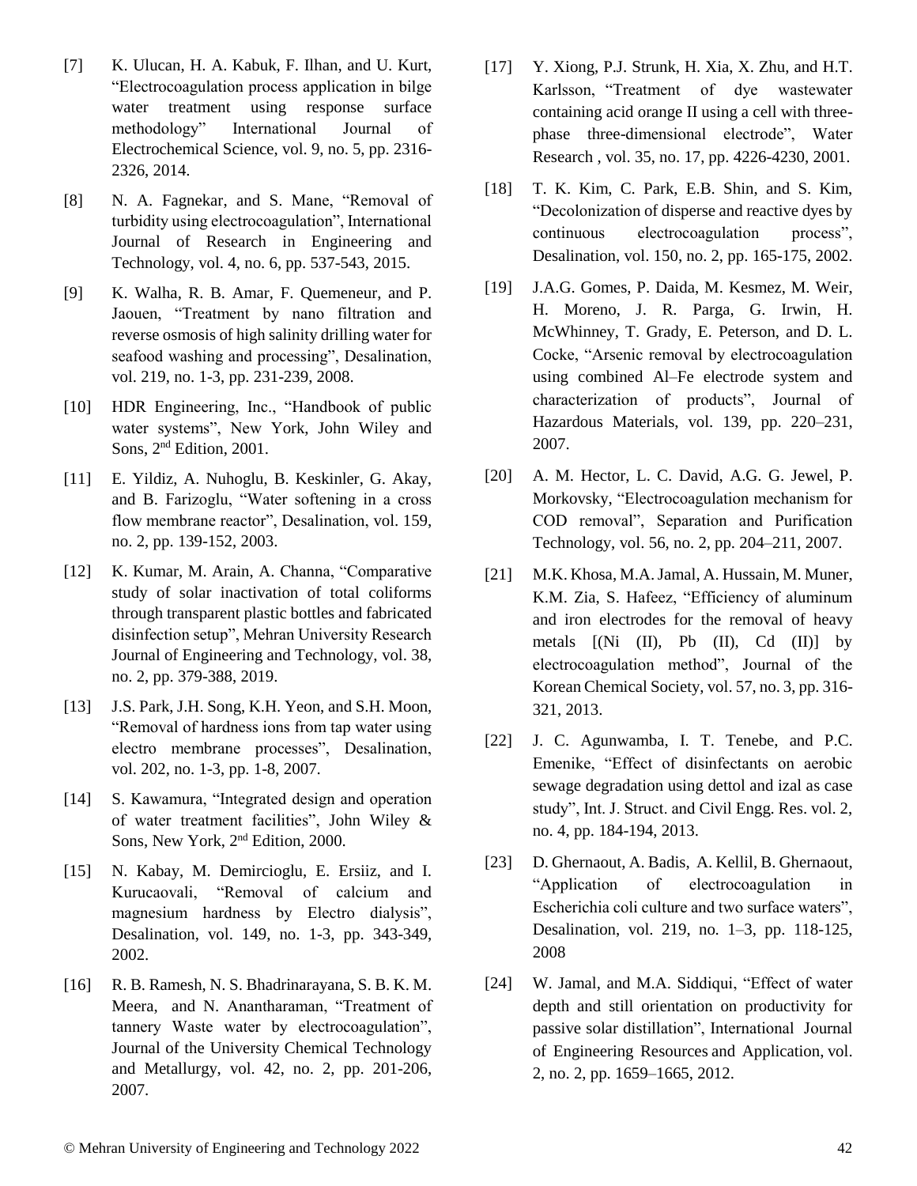[7] K. Ulucan, H. A. Kabuk, F. Ilhan, and U. Kurt, “Electrocoagulation process application in bilge water treatment using response surface methodology” International Journal of Electrochemical Science, vol. 9, no. 5, pp. 2316-2326, 2014.

[8] N. A. Fagnekar, and S. Mane, “Removal of turbidity using electrocoagulation”, International Journal of Research in Engineering and Technology, vol. 4, no. 6, pp. 537-543, 2015.

[9] K. Walha, R. B. Amar, F. Quemeneur, and P. Jaouen, “Treatment by nano filtration and reverse osmosis of high salinity drilling water for seafood washing and processing”, Desalination, vol. 219, no. 1-3, pp. 231-239, 2008.

[10] HDR Engineering, Inc., “Handbook of public water systems”, New York, John Wiley and Sons, 2nd Edition, 2001.

[11] E. Yildiz, A. Nuhoglu, B. Keskinler, G. Akay, and B. Farizoglu, “Water softening in a cross flow membrane reactor”, Desalination, vol. 159, no. 2, pp. 139-152, 2003.

[12] K. Kumar, M. Arain, A. Channa, “Comparative study of solar inactivation of total coliforms through transparent plastic bottles and fabricated disinfection setup”, Mehran University Research Journal of Engineering and Technology, vol. 38, no. 2, pp. 379-388, 2019.

[13] J.S. Park, J.H. Song, K.H. Yeon, and S.H. Moon, “Removal of hardness ions from tap water using electro membrane processes”, Desalination, vol. 202, no. 1-3, pp. 1-8, 2007.

[14] S. Kawamura, “Integrated design and operation of water treatment facilities”, John Wiley & Sons, New York, 2nd Edition, 2000.

[15] N. Kabay, M. Demircioglu, E. Ersiiz, and I. Kurucaovali, “Removal of calcium and magnesium hardness by Electro dialysis”, Desalination, vol. 149, no. 1-3, pp. 343-349, 2002.

[16] R. B. Ramesh, N. S. Bhadrinarayana, S. B. K. M. Meera, and N. Anantharaman, “Treatment of tannery Waste water by electrocoagulation”, Journal of the University Chemical Technology and Metallurgy, vol. 42, no. 2, pp. 201-206, 2007.

[17] Y. Xiong, P.J. Strunk, H. Xia, X. Zhu, and H.T. Karlsson, “Treatment of dye wastewater containing acid orange II using a cell with three-phase three-dimensional electrode”, Water Research , vol. 35, no. 17, pp. 4226-4230, 2001.

[18] T. K. Kim, C. Park, E.B. Shin, and S. Kim, “Decolonization of disperse and reactive dyes by continuous electrocoagulation process”, Desalination, vol. 150, no. 2, pp. 165-175, 2002.

[19] J.A.G. Gomes, P. Daida, M. Kesmez, M. Weir, H. Moreno, J. R. Parga, G. Irwin, H. McWhinney, T. Grady, E. Peterson, and D. L. Cocke, “Arsenic removal by electrocoagulation using combined Al–Fe electrode system and characterization of products”, Journal of Hazardous Materials, vol. 139, pp. 220–231, 2007.

[20] A. M. Hector, L. C. David, A.G. G. Jewel, P. Morkovsky, “Electrocoagulation mechanism for COD removal”, Separation and Purification Technology, vol. 56, no. 2, pp. 204–211, 2007.

[21] M.K. Khosa, M.A. Jamal, A. Hussain, M. Muner, K.M. Zia, S. Hafeez, “Efficiency of aluminum and iron electrodes for the removal of heavy metals [(Ni (II), Pb (II), Cd (II)] by electrocoagulation method”, Journal of the Korean Chemical Society, vol. 57, no. 3, pp. 316-321, 2013.

[22] J. C. Agunwamba, I. T. Tenebe, and P.C. Emenike, “Effect of disinfectants on aerobic sewage degradation using dettol and izal as case study”, Int. J. Struct. and Civil Engg. Res. vol. 2, no. 4, pp. 184-194, 2013.

[23] D. Ghernaout, A. Badis, A. Kellil, B. Ghernaout, “Application of electrocoagulation in Escherichia coli culture and two surface waters”, Desalination, vol. 219, no. 1–3, pp. 118-125, 2008

[24] W. Jamal, and M.A. Siddiqui, “Effect of water depth and still orientation on productivity for passive solar distillation”, International Journal of Engineering Resources and Application, vol. 2, no. 2, pp. 1659–1665, 2012.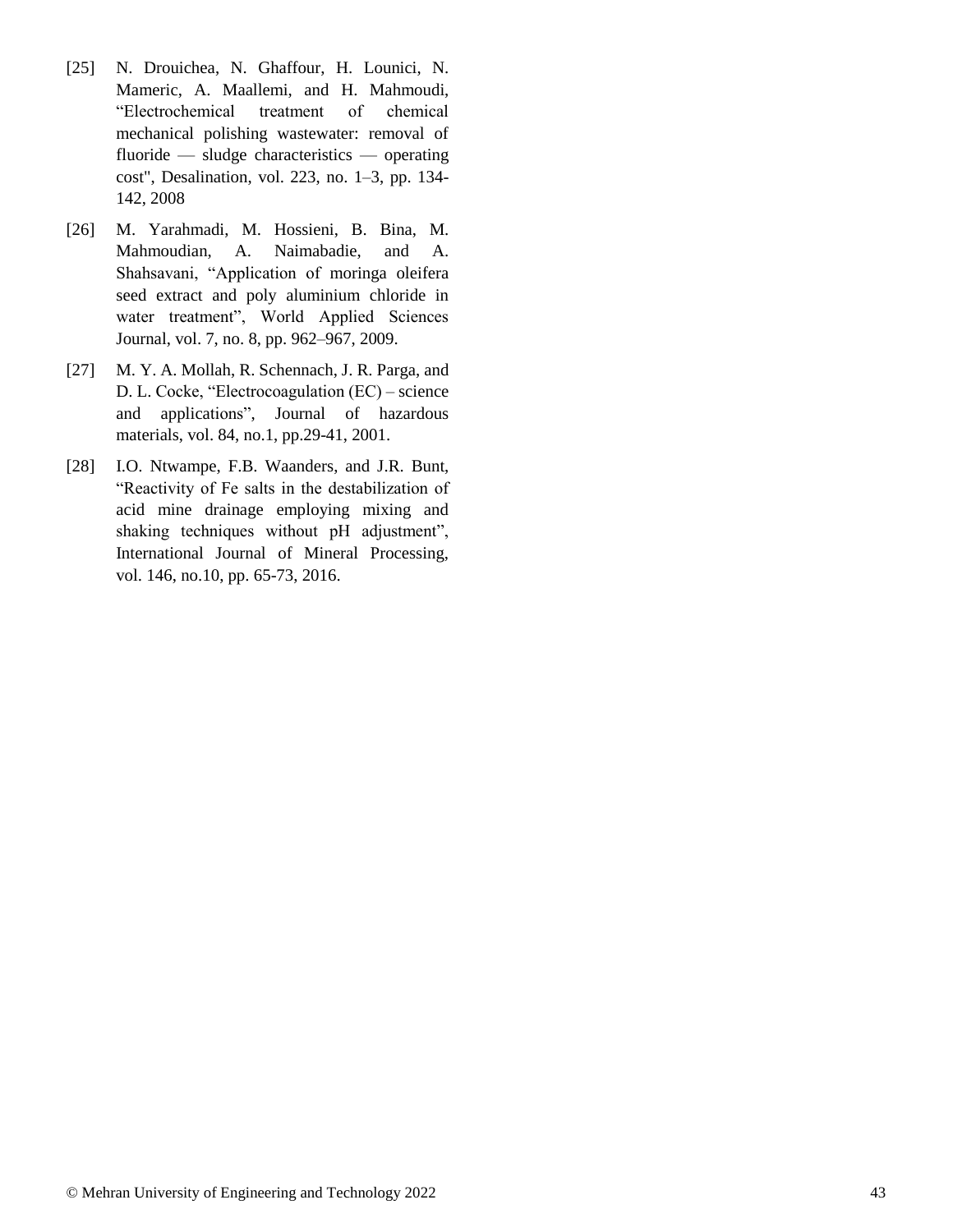[25] N. Drouichea, N. Ghaffour, H. Lounici, N. Mameric, A. Maallemi, and H. Mahmoudi, "Electrochemical treatment of chemical mechanical polishing wastewater: removal of fluoride — sludge characteristics — operating cost", Desalination, vol. 223, no. 1–3, pp. 134-142, 2008

[26] M. Yarahmadi, M. Hossieni, B. Bina, M. Mahmoudian, A. Naimabadie, and A. Shahsavani, "Application of moringa oleifera seed extract and poly aluminium chloride in water treatment", World Applied Sciences Journal, vol. 7, no. 8, pp. 962–967, 2009.

[27] M. Y. A. Mollah, R. Schennach, J. R. Parga, and D. L. Cocke, "Electrocoagulation (EC) – science and applications", Journal of hazardous materials, vol. 84, no.1, pp.29-41, 2001.

[28] I.O. Ntwampe, F.B. Waanders, and J.R. Bunt, "Reactivity of Fe salts in the destabilization of acid mine drainage employing mixing and shaking techniques without pH adjustment", International Journal of Mineral Processing, vol. 146, no.10, pp. 65-73, 2016.